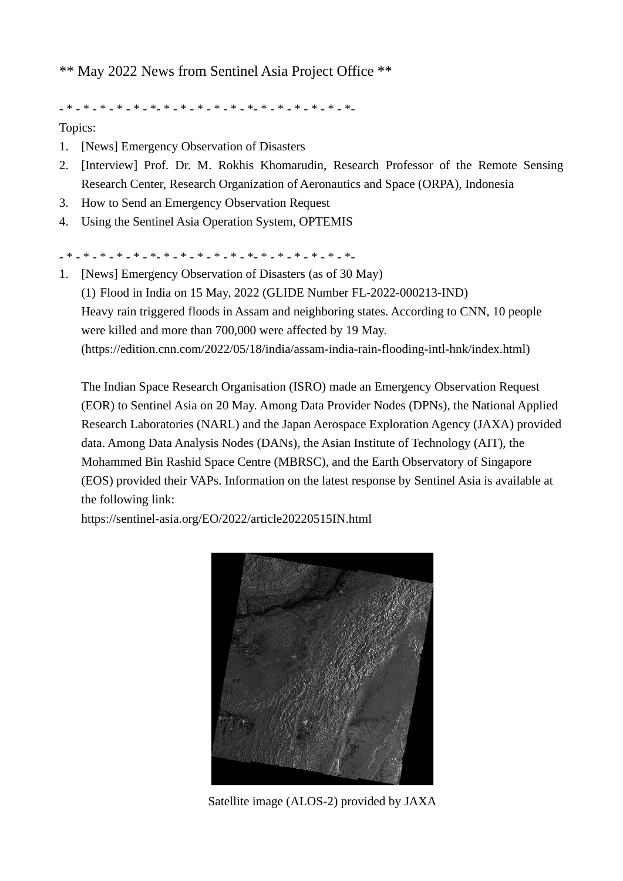** May 2022 News from Sentinel Asia Project Office **

- * - * - * - * - * - *- * - * - * - * - * - *- * - * - * - * - * - *-

Topics:

1. [News] Emergency Observation of Disasters
2. [Interview] Prof. Dr. M. Rokhis Khomarudin, Research Professor of the Remote Sensing Research Center, Research Organization of Aeronautics and Space (ORPA), Indonesia
3. How to Send an Emergency Observation Request
4. Using the Sentinel Asia Operation System, OPTEMIS

- * - * - * - * - * - *- * - * - * - * - * - *- * - * - * - * - * - *-

1. [News] Emergency Observation of Disasters (as of 30 May)

   (1) Flood in India on 15 May, 2022 (GLIDE Number FL-2022-000213-IND)

   Heavy rain triggered floods in Assam and neighboring states. According to CNN, 10 people were killed and more than 700,000 were affected by 19 May.
   (https://edition.cnn.com/2022/05/18/india/assam-india-rain-flooding-intl-hnk/index.html)

   The Indian Space Research Organisation (ISRO) made an Emergency Observation Request (EOR) to Sentinel Asia on 20 May. Among Data Provider Nodes (DPNs), the National Applied Research Laboratories (NARL) and the Japan Aerospace Exploration Agency (JAXA) provided data. Among Data Analysis Nodes (DANs), the Asian Institute of Technology (AIT), the Mohammed Bin Rashid Space Centre (MBRSC), and the Earth Observatory of Singapore (EOS) provided their VAPs. Information on the latest response by Sentinel Asia is available at the following link:
   https://sentinel-asia.org/EO/2022/article20220515IN.html

   Satellite image (ALOS-2) provided by JAXA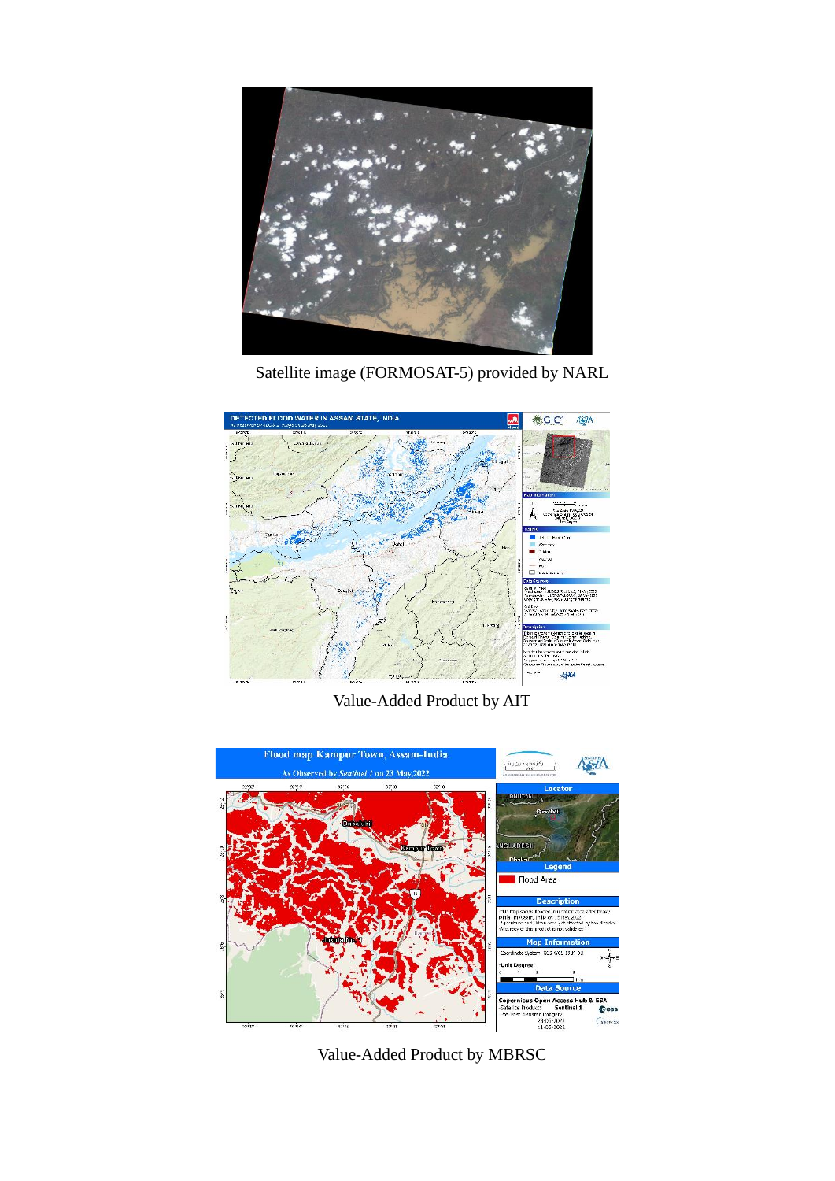Satellite image (FORMOSAT-5) provided by NARL

Value-Added Product by AIT

Value-Added Product by MBRSC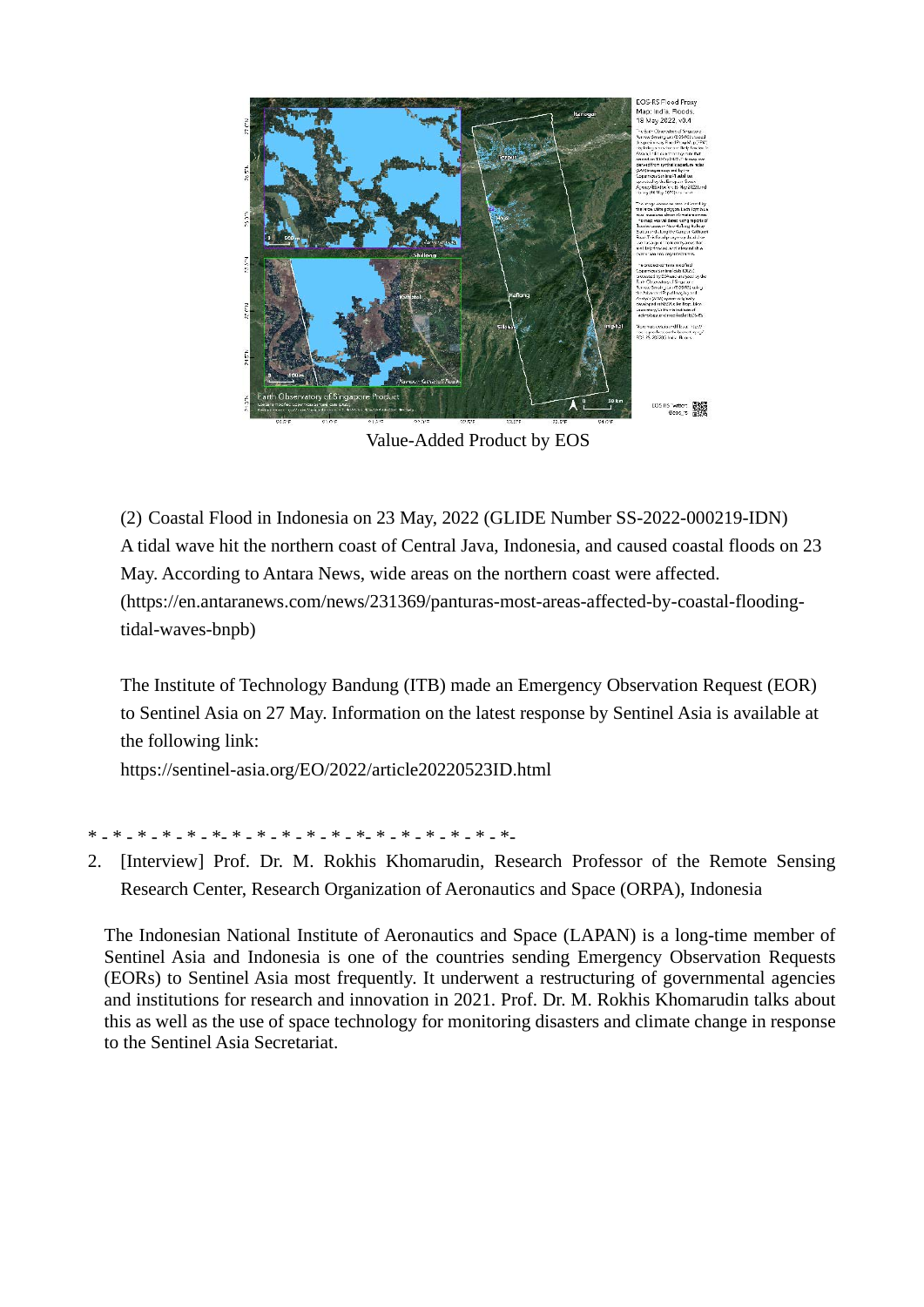Value-Added Product by EOS

(2) Coastal Flood in Indonesia on 23 May, 2022 (GLIDE Number SS-2022-000219-IDN)
A tidal wave hit the northern coast of Central Java, Indonesia, and caused coastal floods on 23 May. According to Antara News, wide areas on the northern coast were affected.
(https://en.antaranews.com/news/231369/panturas-most-areas-affected-by-coastal-flooding-tidal-waves-bnpb)

The Institute of Technology Bandung (ITB) made an Emergency Observation Request (EOR) to Sentinel Asia on 27 May. Information on the latest response by Sentinel Asia is available at the following link:
https://sentinel-asia.org/EO/2022/article20220523ID.html

* - * - * - * - * - *- * - * - * - * - * - *- * - * - * - * - * -*-

2. [Interview] Prof. Dr. M. Rokhis Khomarudin, Research Professor of the Remote Sensing Research Center, Research Organization of Aeronautics and Space (ORPA), Indonesia

The Indonesian National Institute of Aeronautics and Space (LAPAN) is a long-time member of Sentinel Asia and Indonesia is one of the countries sending Emergency Observation Requests (EORs) to Sentinel Asia most frequently. It underwent a restructuring of governmental agencies and institutions for research and innovation in 2021. Prof. Dr. M. Rokhis Khomarudin talks about this as well as the use of space technology for monitoring disasters and climate change in response to the Sentinel Asia Secretariat.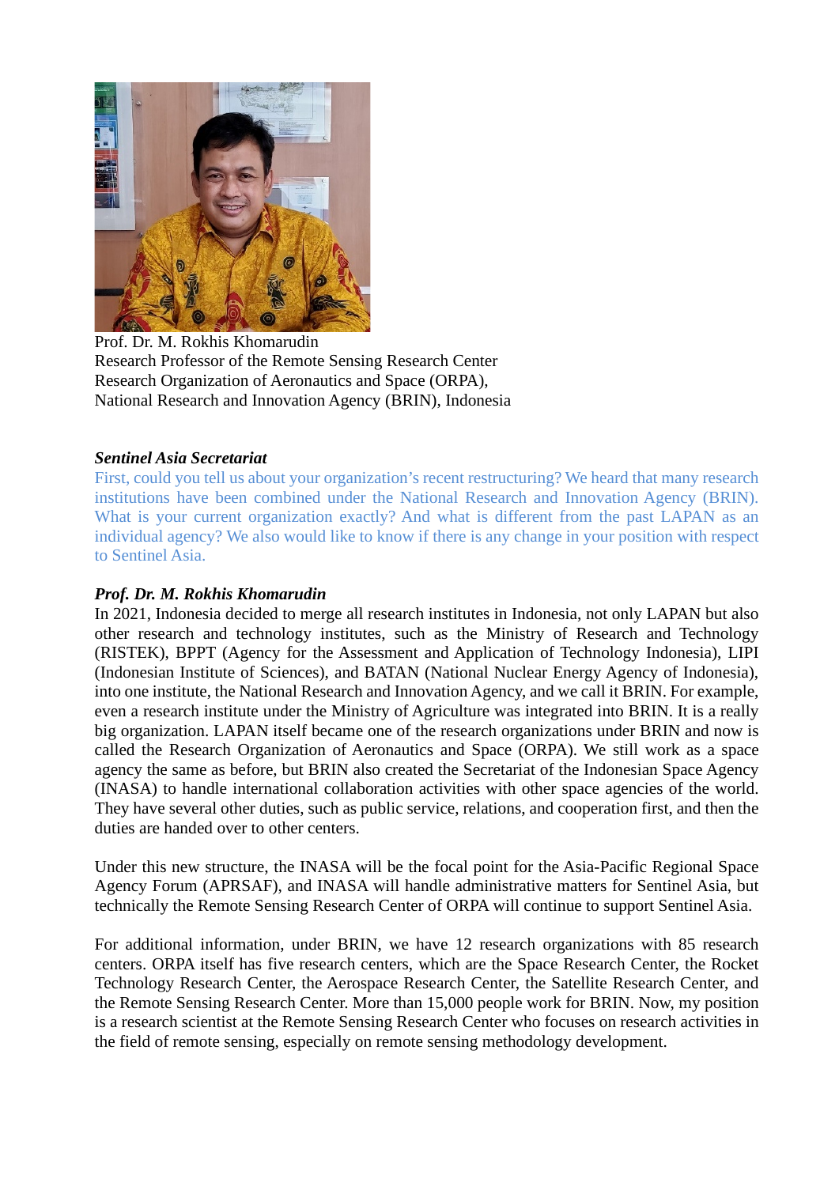Prof. Dr. M. Rokhis Khomarudin
Research Professor of the Remote Sensing Research Center
Research Organization of Aeronautics and Space (ORPA),
National Research and Innovation Agency (BRIN), Indonesia

***Sentinel Asia Secretariat***

First, could you tell us about your organization's recent restructuring? We heard that many research institutions have been combined under the National Research and Innovation Agency (BRIN). What is your current organization exactly? And what is different from the past LAPAN as an individual agency? We also would like to know if there is any change in your position with respect to Sentinel Asia.

***Prof. Dr. M. Rokhis Khomarudin***

In 2021, Indonesia decided to merge all research institutes in Indonesia, not only LAPAN but also other research and technology institutes, such as the Ministry of Research and Technology (RISTEK), BPPT (Agency for the Assessment and Application of Technology Indonesia), LIPI (Indonesian Institute of Sciences), and BATAN (National Nuclear Energy Agency of Indonesia), into one institute, the National Research and Innovation Agency, and we call it BRIN. For example, even a research institute under the Ministry of Agriculture was integrated into BRIN. It is a really big organization. LAPAN itself became one of the research organizations under BRIN and now is called the Research Organization of Aeronautics and Space (ORPA). We still work as a space agency the same as before, but BRIN also created the Secretariat of the Indonesian Space Agency (INASA) to handle international collaboration activities with other space agencies of the world. They have several other duties, such as public service, relations, and cooperation first, and then the duties are handed over to other centers.

Under this new structure, the INASA will be the focal point for the Asia-Pacific Regional Space Agency Forum (APRSAF), and INASA will handle administrative matters for Sentinel Asia, but technically the Remote Sensing Research Center of ORPA will continue to support Sentinel Asia.

For additional information, under BRIN, we have 12 research organizations with 85 research centers. ORPA itself has five research centers, which are the Space Research Center, the Rocket Technology Research Center, the Aerospace Research Center, the Satellite Research Center, and the Remote Sensing Research Center. More than 15,000 people work for BRIN. Now, my position is a research scientist at the Remote Sensing Research Center who focuses on research activities in the field of remote sensing, especially on remote sensing methodology development.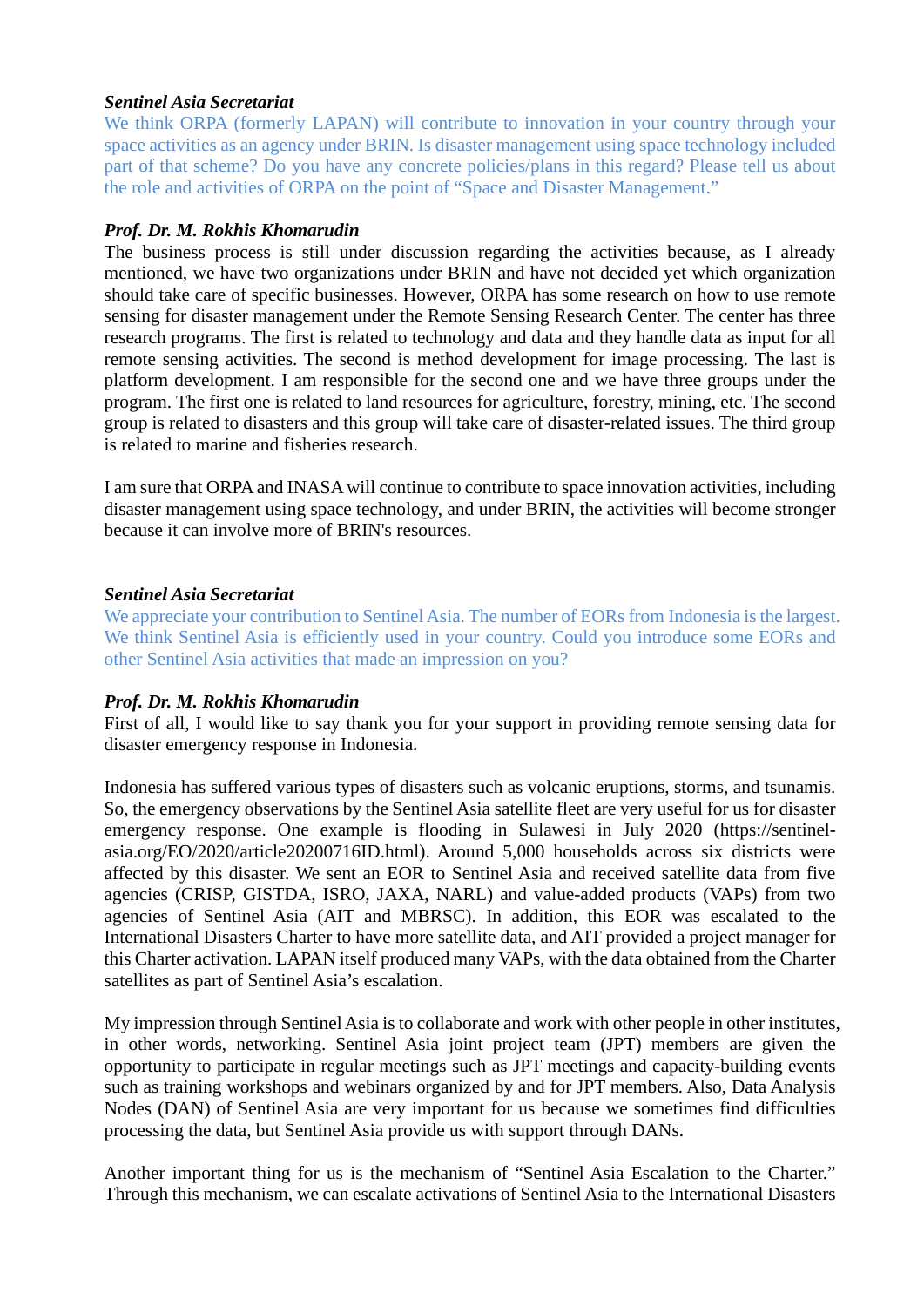***Sentinel Asia Secretariat***

We think ORPA (formerly LAPAN) will contribute to innovation in your country through your space activities as an agency under BRIN. Is disaster management using space technology included part of that scheme? Do you have any concrete policies/plans in this regard? Please tell us about the role and activities of ORPA on the point of "Space and Disaster Management."

***Prof. Dr. M. Rokhis Khomarudin***

The business process is still under discussion regarding the activities because, as I already mentioned, we have two organizations under BRIN and have not decided yet which organization should take care of specific businesses. However, ORPA has some research on how to use remote sensing for disaster management under the Remote Sensing Research Center. The center has three research programs. The first is related to technology and data and they handle data as input for all remote sensing activities. The second is method development for image processing. The last is platform development. I am responsible for the second one and we have three groups under the program. The first one is related to land resources for agriculture, forestry, mining, etc. The second group is related to disasters and this group will take care of disaster-related issues. The third group is related to marine and fisheries research.

I am sure that ORPA and INASA will continue to contribute to space innovation activities, including disaster management using space technology, and under BRIN, the activities will become stronger because it can involve more of BRIN's resources.

***Sentinel Asia Secretariat***

We appreciate your contribution to Sentinel Asia. The number of EORs from Indonesia is the largest. We think Sentinel Asia is efficiently used in your country. Could you introduce some EORs and other Sentinel Asia activities that made an impression on you?

***Prof. Dr. M. Rokhis Khomarudin***

First of all, I would like to say thank you for your support in providing remote sensing data for disaster emergency response in Indonesia.

Indonesia has suffered various types of disasters such as volcanic eruptions, storms, and tsunamis. So, the emergency observations by the Sentinel Asia satellite fleet are very useful for us for disaster emergency response. One example is flooding in Sulawesi in July 2020 (https://sentinel-asia.org/EO/2020/article20200716ID.html). Around 5,000 households across six districts were affected by this disaster. We sent an EOR to Sentinel Asia and received satellite data from five agencies (CRISP, GISTDA, ISRO, JAXA, NARL) and value-added products (VAPs) from two agencies of Sentinel Asia (AIT and MBRSC). In addition, this EOR was escalated to the International Disasters Charter to have more satellite data, and AIT provided a project manager for this Charter activation. LAPAN itself produced many VAPs, with the data obtained from the Charter satellites as part of Sentinel Asia's escalation.

My impression through Sentinel Asia is to collaborate and work with other people in other institutes, in other words, networking. Sentinel Asia joint project team (JPT) members are given the opportunity to participate in regular meetings such as JPT meetings and capacity-building events such as training workshops and webinars organized by and for JPT members. Also, Data Analysis Nodes (DAN) of Sentinel Asia are very important for us because we sometimes find difficulties processing the data, but Sentinel Asia provide us with support through DANs.

Another important thing for us is the mechanism of "Sentinel Asia Escalation to the Charter." Through this mechanism, we can escalate activations of Sentinel Asia to the International Disasters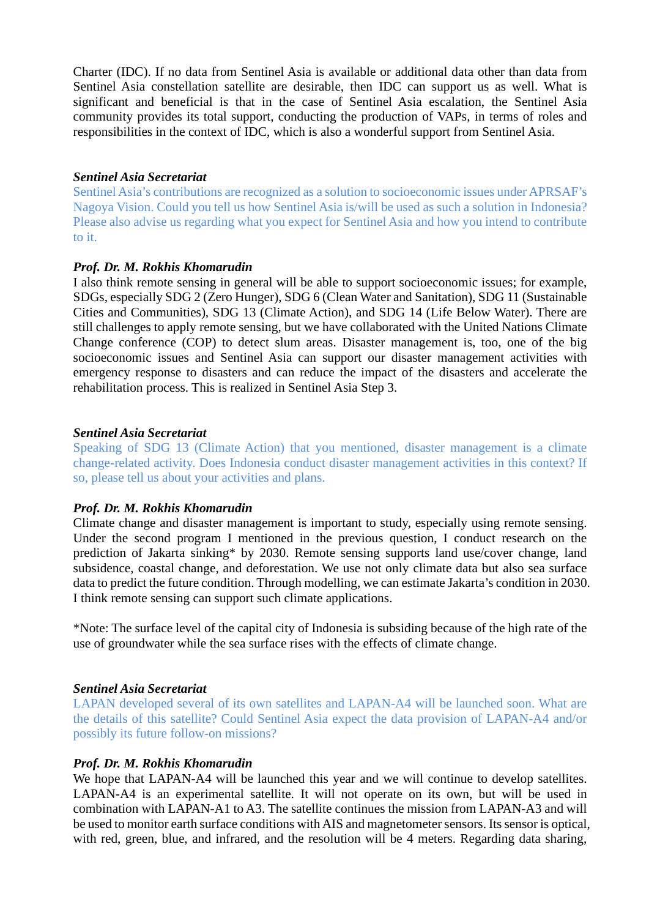Charter (IDC). If no data from Sentinel Asia is available or additional data other than data from Sentinel Asia constellation satellite are desirable, then IDC can support us as well. What is significant and beneficial is that in the case of Sentinel Asia escalation, the Sentinel Asia community provides its total support, conducting the production of VAPs, in terms of roles and responsibilities in the context of IDC, which is also a wonderful support from Sentinel Asia.

***Sentinel Asia Secretariat***

Sentinel Asia's contributions are recognized as a solution to socioeconomic issues under APRSAF's Nagoya Vision. Could you tell us how Sentinel Asia is/will be used as such a solution in Indonesia? Please also advise us regarding what you expect for Sentinel Asia and how you intend to contribute to it.

***Prof. Dr. M. Rokhis Khomarudin***

I also think remote sensing in general will be able to support socioeconomic issues; for example, SDGs, especially SDG 2 (Zero Hunger), SDG 6 (Clean Water and Sanitation), SDG 11 (Sustainable Cities and Communities), SDG 13 (Climate Action), and SDG 14 (Life Below Water). There are still challenges to apply remote sensing, but we have collaborated with the United Nations Climate Change conference (COP) to detect slum areas. Disaster management is, too, one of the big socioeconomic issues and Sentinel Asia can support our disaster management activities with emergency response to disasters and can reduce the impact of the disasters and accelerate the rehabilitation process. This is realized in Sentinel Asia Step 3.

***Sentinel Asia Secretariat***

Speaking of SDG 13 (Climate Action) that you mentioned, disaster management is a climate change-related activity. Does Indonesia conduct disaster management activities in this context? If so, please tell us about your activities and plans.

***Prof. Dr. M. Rokhis Khomarudin***

Climate change and disaster management is important to study, especially using remote sensing. Under the second program I mentioned in the previous question, I conduct research on the prediction of Jakarta sinking* by 2030. Remote sensing supports land use/cover change, land subsidence, coastal change, and deforestation. We use not only climate data but also sea surface data to predict the future condition. Through modelling, we can estimate Jakarta's condition in 2030. I think remote sensing can support such climate applications.

*Note: The surface level of the capital city of Indonesia is subsiding because of the high rate of the use of groundwater while the sea surface rises with the effects of climate change.

***Sentinel Asia Secretariat***

LAPAN developed several of its own satellites and LAPAN-A4 will be launched soon. What are the details of this satellite? Could Sentinel Asia expect the data provision of LAPAN-A4 and/or possibly its future follow-on missions?

***Prof. Dr. M. Rokhis Khomarudin***

We hope that LAPAN-A4 will be launched this year and we will continue to develop satellites. LAPAN-A4 is an experimental satellite. It will not operate on its own, but will be used in combination with LAPAN-A1 to A3. The satellite continues the mission from LAPAN-A3 and will be used to monitor earth surface conditions with AIS and magnetometer sensors. Its sensor is optical, with red, green, blue, and infrared, and the resolution will be 4 meters. Regarding data sharing,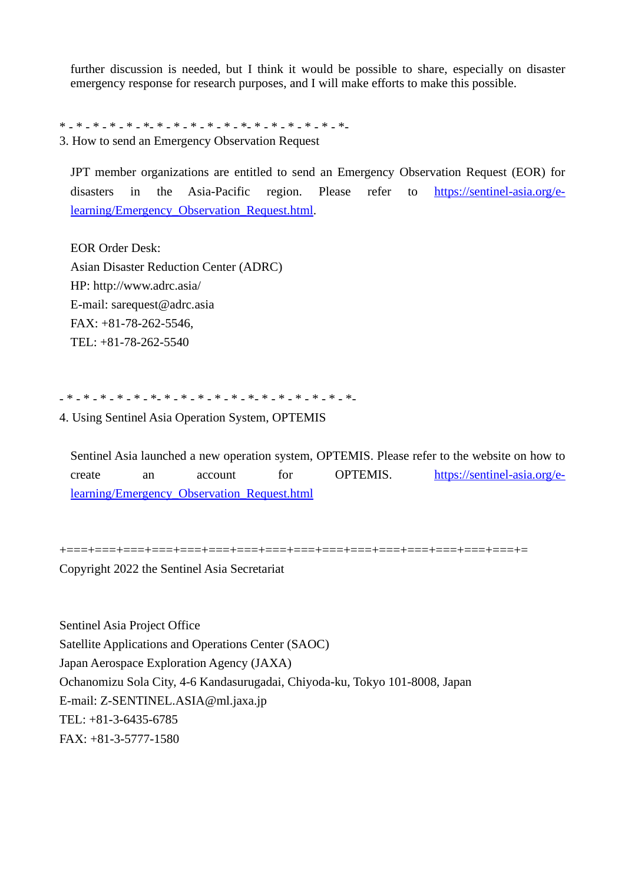further discussion is needed, but I think it would be possible to share, especially on disaster emergency response for research purposes, and I will make efforts to make this possible.

* - * - * - * - * - * - *- * - * - * - * - * - * - *- * - * - * - * - * - *-

3. How to send an Emergency Observation Request

JPT member organizations are entitled to send an Emergency Observation Request (EOR) for disasters in the Asia-Pacific region. Please refer to https://sentinel-asia.org/e-learning/Emergency_Observation_Request.html.

EOR Order Desk:  
Asian Disaster Reduction Center (ADRC)  
HP: http://www.adrc.asia/  
E-mail: sarequest@adrc.asia  
FAX: +81-78-262-5546,  
TEL: +81-78-262-5540

- * - * - * - * - * - * - *- * - * - * - * - * - * - *- * - * - * - * - * - *-

4. Using Sentinel Asia Operation System, OPTEMIS

Sentinel Asia launched a new operation system, OPTEMIS. Please refer to the website on how to create an account for OPTEMIS. https://sentinel-asia.org/e-learning/Emergency_Observation_Request.html

+===+===+===+===+===+===+===+===+===+===+===+===+===+===+===+===+=

Copyright 2022 the Sentinel Asia Secretariat

Sentinel Asia Project Office  
Satellite Applications and Operations Center (SAOC)  
Japan Aerospace Exploration Agency (JAXA)  
Ochanomizu Sola City, 4-6 Kandasurugadai, Chiyoda-ku, Tokyo 101-8008, Japan  
E-mail: Z-SENTINEL.ASIA@ml.jaxa.jp  
TEL: +81-3-6435-6785  
FAX: +81-3-5777-1580